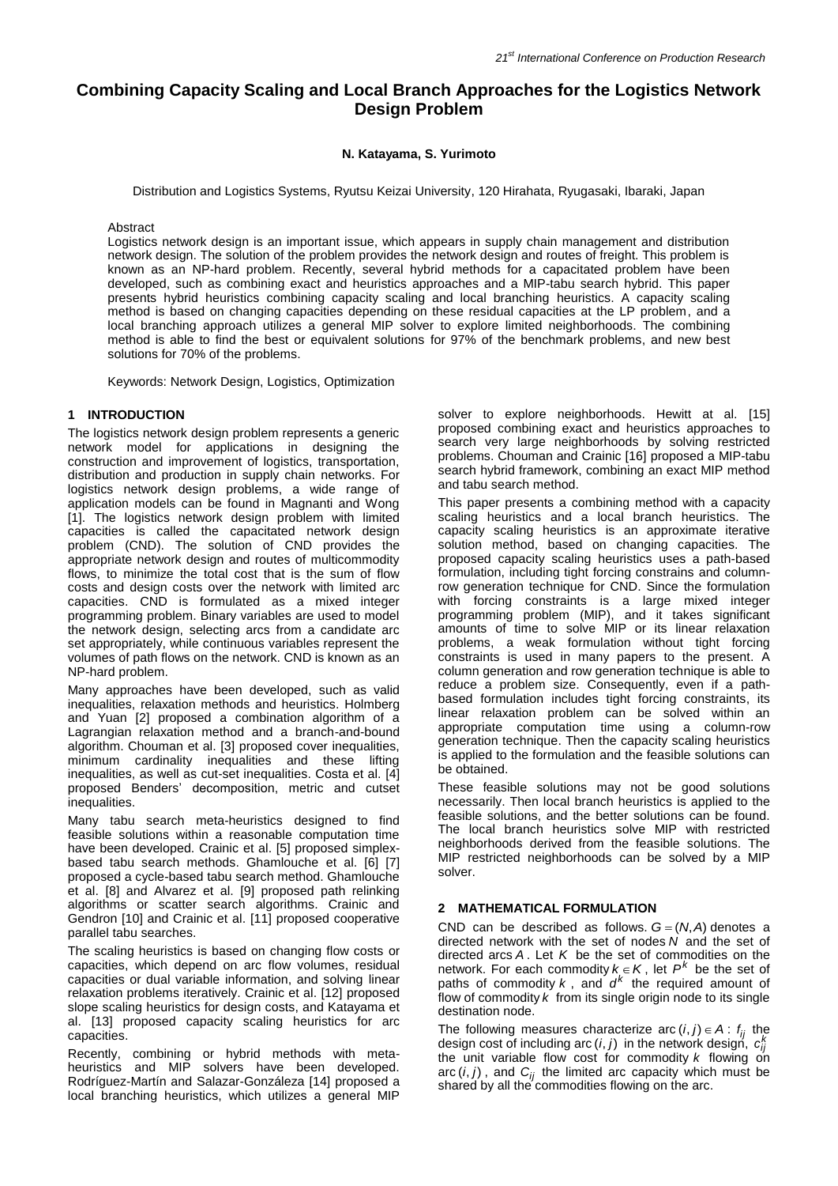# Combining Capacity Scaling and Local Branch Approaches for the Logistics Network Design Problem

**N. Katayama, S. Yurimoto**

Distribution and Logistics Systems, Ryutsu Keizai University, 120 Hirahata, Ryugasaki, Ibaraki, Japan

## Abstract

Logistics network design is an important issue, which appears in supply chain management and distribution network design. The solution of the problem provides the network design and routes of freight. This problem is known as an NP-hard problem. Recently, several hybrid methods for a capacitated problem have been developed, such as combining exact and heuristics approaches and a MIP-tabu search hybrid. This paper presents hybrid heuristics combining capacity scaling and local branching heuristics. A capacity scaling method is based on changing capacities depending on these residual capacities at the LP problem, and a local branching approach utilizes a general MIP solver to explore limited neighborhoods. The combining method is able to find the best or equivalent solutions for 97% of the benchmark problems, and new best solutions for 70% of the problems.

Keywords: Network Design, Logistics, Optimization

## 1 INTRODUCTION

The logistics network design problem represents a generic network model for applications in designing the construction and improvement of logistics, transportation, distribution and production in supply chain networks. For logistics network design problems, a wide range of application models can be found in Magnanti and Wong [1]. The logistics network design problem with limited capacities is called the capacitated network design problem (CND). The solution of CND provides the appropriate network design and routes of multicommodity flows, to minimize the total cost that is the sum of flow costs and design costs over the network with limited arc capacities. CND is formulated as a mixed integer programming problem. Binary variables are used to model the network design, selecting arcs from a candidate arc set appropriately, while continuous variables represent the volumes of path flows on the network. CND is known as an NP-hard problem.

Many approaches have been developed, such as valid inequalities, relaxation methods and heuristics. Holmberg and Yuan [2] proposed a combination algorithm of a Lagrangian relaxation method and a branch-and-bound algorithm. Chouman et al. [3] proposed cover inequalities, minimum cardinality inequalities and these lifting inequalities, as well as cut-set inequalities. Costa et al. [4] proposed Benders' decomposition, metric and cutset inequalities.

Many tabu search meta-heuristics designed to find feasible solutions within a reasonable computation time have been developed. Crainic et al. [5] proposed simplex-based tabu search methods. Ghamlouche et al. [6] [7] proposed a cycle-based tabu search method. Ghamlouche et al. [8] and Alvarez et al. [9] proposed path relinking algorithms or scatter search algorithms. Crainic and Gendron [10] and Crainic et al. [11] proposed cooperative parallel tabu searches.

The scaling heuristics is based on changing flow costs or capacities, which depend on arc flow volumes, residual capacities or dual variable information, and solving linear relaxation problems iteratively. Crainic et al. [12] proposed slope scaling heuristics for design costs, and Katayama et al. [13] proposed capacity scaling heuristics for arc capacities.

Recently, combining or hybrid methods with meta-heuristics and MIP solvers have been developed. Rodríguez-Martín and Salazar-Gonzáleza [14] proposed a local branching heuristics, which utilizes a general MIP solver to explore neighborhoods. Hewitt at al. [15] proposed combining exact and heuristics approaches to search very large neighborhoods by solving restricted problems. Chouman and Crainic [16] proposed a MIP-tabu search hybrid framework, combining an exact MIP method and tabu search method.

This paper presents a combining method with a capacity scaling heuristics and a local branch heuristics. The capacity scaling heuristics is an approximate iterative solution method, based on changing capacities. The proposed capacity scaling heuristics uses a path-based formulation, including tight forcing constrains and column-row generation technique for CND. Since the formulation with forcing constraints is a large mixed integer programming problem (MIP), and it takes significant amounts of time to solve MIP or its linear relaxation problems, a weak formulation without tight forcing constraints is used in many papers to the present. A column generation and row generation technique is able to reduce a problem size. Consequently, even if a path-based formulation includes tight forcing constraints, its linear relaxation problem can be solved within an appropriate computation time using a column-row generation technique. Then the capacity scaling heuristics is applied to the formulation and the feasible solutions can be obtained.

These feasible solutions may not be good solutions necessarily. Then local branch heuristics is applied to the feasible solutions, and the better solutions can be found. The local branch heuristics solve MIP with restricted neighborhoods derived from the feasible solutions. The MIP restricted neighborhoods can be solved by a MIP solver.

## 2 MATHEMATICAL FORMULATION

CND can be described as follows. $G=(N,A)$ denotes a directed network with the set of nodes $N$ and the set of directed arcs $A$. Let $K$ be the set of commodities on the network. For each commodity $k \in K$, let $P^k$ be the set of paths of commodity $k$, and $d^k$ the required amount of flow of commodity $k$ from its single origin node to its single destination node.

The following measures characterize arc $(i,j) \in A$: $f_{ij}$ the design cost of including arc $(i,j)$ in the network design, $c_{ij}^k$ the unit variable flow cost for commodity $k$ flowing on arc $(i,j)$, and $C_{ij}$ the limited arc capacity which must be shared by all the commodities flowing on the arc.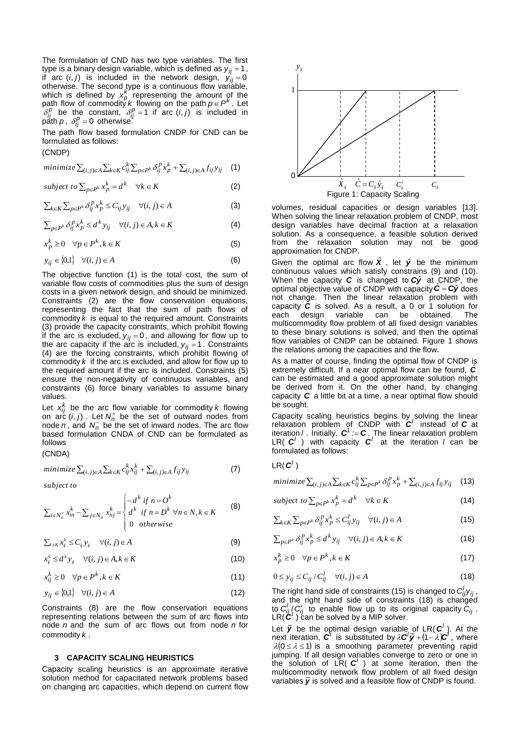The formulation of CND has two type variables. The first type is a binary design variable, which is defined as $y_{ij} = 1$, if arc $(i, j)$ is included in the network design, $y_{ij} = 0$ otherwise. The second type is a continuous flow variable, which is defined by $x_p^k$ representing the amount of the path flow of commodity $k$ flowing on the path $p \in P^k$. Let $\delta_{ij}^p$ be the constant, $\delta_{ij}^p = 1$ if arc $(i, j)$ is included in path $p$, $\delta_{ij}^p = 0$ otherwise.

The path flow based formulation CNDP for CND can be formulated as follows:

(CNDP)

$$minimize \sum_{(i,j)\in A}\sum_{k\in K} c_{ij}^k \sum_{p\in P^k} \delta_{ij}^p x_p^k + \sum_{(i,j)\in A} f_{ij} y_{ij} \quad (1)$$

$$subject\ to \sum_{p\in P^k} x_p^k = d^k \quad \forall k \in K \quad (2)$$

$$\sum_{k\in K}\sum_{p\in P^k} \delta_{ij}^p x_p^k \le C_{ij} y_{ij} \quad \forall (i,j) \in A \quad (3)$$

$$\sum_{p\in P^k} \delta_{ij}^p x_p^k \le d^k y_{ij} \quad \forall (i,j) \in A, k \in K \quad (4)$$

$$x_p^k \ge 0 \quad \forall p \in P^k, k \in K \quad (5)$$

$$y_{ij} \in \{0,1\} \quad \forall (i,j) \in A \quad (6)$$

The objective function (1) is the total cost, the sum of variable flow costs of commodities plus the sum of design costs in a given network design, and should be minimized. Constraints (2) are the flow conservation equations, representing the fact that the sum of path flows of commodity $k$ is equal to the required amount. Constraints (3) provide the capacity constraints, which prohibit flowing if the arc is excluded, $y_{ij} = 0$, and allowing for flow up to the arc capacity if the arc is included, $y_{ij} = 1$. Constraints (4) are the forcing constraints, which prohibit flowing of commodity $k$ if the arc is excluded, and allow for flow up to the required amount if the arc is included. Constraints (5) ensure the non-negativity of continuous variables, and constraints (6) force binary variables to assume binary values.

Let $x_{ij}^k$ be the arc flow variable for commodity $k$ flowing on arc $(i, j)$. Let $N_n^+$ be the set of outward nodes from node $n$, and $N_n^-$ be the set of inward nodes. The arc flow based formulation CNDA of CND can be formulated as follows

(CNDA)

$$minimize \sum_{(i,j)\in A}\sum_{k\in K} c_{ij}^k x_{ij}^k + \sum_{(i,j)\in A} f_{ij} y_{ij} \quad (7)$$

*subject to*

$$\sum_{i\in N_n^+} x_{in}^k - \sum_{j\in N_n^-} x_{nj}^k = \begin{cases} -d^k & if\ n = O^k \\ d^k & if\ n = D^k \\ 0 & otherwise \end{cases} \forall n \in N, k \in K \quad (8)$$

$$\sum_{k\in K} x_{ij}^k \le C_{ij} y_{ij} \quad \forall (i,j) \in A \quad (9)$$

$$x_{ij}^k \le d^k y_{ij} \quad \forall (i,j) \in A, k \in K \quad (10)$$

$$x_{ij}^k \ge 0 \quad \forall p \in P^k, k \in K \quad (11)$$

$$y_{ij} \in \{0,1\} \quad \forall (i,j) \in A \quad (12)$$

Constraints (8) are the flow conservation equations representing relations between the sum of arc flows into node *n* and the sum of arc flows out from node *n* for commodity $k$.

## 3 CAPACITY SCALING HEURISTICS

Capacity scaling heuristics is an approximate iterative solution method for capacitated network problems based on changing arc capacities, which depend on current flow volumes, residual capacities or design variables [13]. When solving the linear relaxation problem of CNDP, most design variables have decimal fraction at a relaxation solution. As a consequence, a feasible solution derived from the relaxation solution may not be good approximation for CNDP.

Figure 1: Capacity Scaling

Given the optimal arc flow $\hat{\boldsymbol{X}}$, let $\hat{\boldsymbol{y}}$ be the minimum continuous values which satisfy constrains (9) and (10). When the capacity $\boldsymbol{C}$ is changed to $\boldsymbol{C}\hat{\boldsymbol{y}}$ at CNDP, the optimal objective value of CNDP with capacity $\hat{\boldsymbol{C}} = \boldsymbol{C}\hat{\boldsymbol{y}}$ does not change. Then the linear relaxation problem with capacity $\hat{\boldsymbol{C}}$ is solved. As a result, a 0 or 1 solution for each design variable can be obtained. The multicommodity flow problem of all fixed design variables to these binary solutions is solved, and then the optimal flow variables of CNDP can be obtained. Figure 1 shows the relations among the capacities and the flow.

As a matter of course, finding the optimal flow of CNDP is extremely difficult. If a near optimal flow can be found, $\hat{\boldsymbol{C}}$ can be estimated and a good approximate solution might be derived from it. On the other hand, by changing capacity $\boldsymbol{C}$ a little bit at a time, a near optimal flow should be sought.

Capacity scaling heuristics begins by solving the linear relaxation problem of CNDP with $\boldsymbol{C}^l$ instead of $\boldsymbol{C}$ at iteration $l$. Initially, $\boldsymbol{C}^1 := \boldsymbol{C}$. The linear relaxation problem LR( $\boldsymbol{C}^l$ ) with capacity $\boldsymbol{C}^l$ at the iteration $l$ can be formulated as follows:

LR( $\boldsymbol{C}^l$ )

$$minimize \sum_{(i,j)\in A}\sum_{k\in K} c_{ij}^k \sum_{p\in P^k} \delta_{ij}^p x_p^k + \sum_{(i,j)\in A} f_{ij} y_{ij} \quad (13)$$

$$subject\ to \sum_{p\in P^k} x_p^k = d^k \quad \forall k \in K \quad (14)$$

$$\sum_{k\in K}\sum_{p\in P^k} \delta_{ij}^p x_p^k \le C_{ij}^l y_{ij} \quad \forall (i,j) \in A \quad (15)$$

$$\sum_{p\in P^k} \delta_{ij}^p x_p^k \le d^k y_{ij} \quad \forall (i,j) \in A, k \in K \quad (16)$$

$$x_p^k \ge 0 \quad \forall p \in P^k, k \in K \quad (17)$$

$$0 \le y_{ij} \le C_{ij} / C_{ij}^l \quad \forall (i,j) \in A \quad (18)$$

The right hand side of constraints (15) is changed to $C_{ij}^l y_{ij}$, and the right hand side of constraints (18) is changed to $C_{ij}^l / C_{ij}^l$ to enable flow up to its original capacity $C_{ij}$. LR( $\boldsymbol{C}^l$ ) can be solved by a MIP solver.

Let $\tilde{\boldsymbol{y}}$ be the optimal design variable of LR( $\boldsymbol{C}^l$ ). At the next iteration, $\boldsymbol{C}^l$ is substituted by $\lambda \boldsymbol{C}^l \tilde{\boldsymbol{y}} + (1-\lambda)\boldsymbol{C}^l$, where $\lambda (0 \le \lambda \le 1)$ is a smoothing parameter preventing rapid jumping. If all design variables converge to zero or one in the solution of LR( $\boldsymbol{C}^l$ ) at some iteration, then the multicommodity network flow problem of all fixed design variables $\tilde{\boldsymbol{y}}$ is solved and a feasible flow of CNDP is found.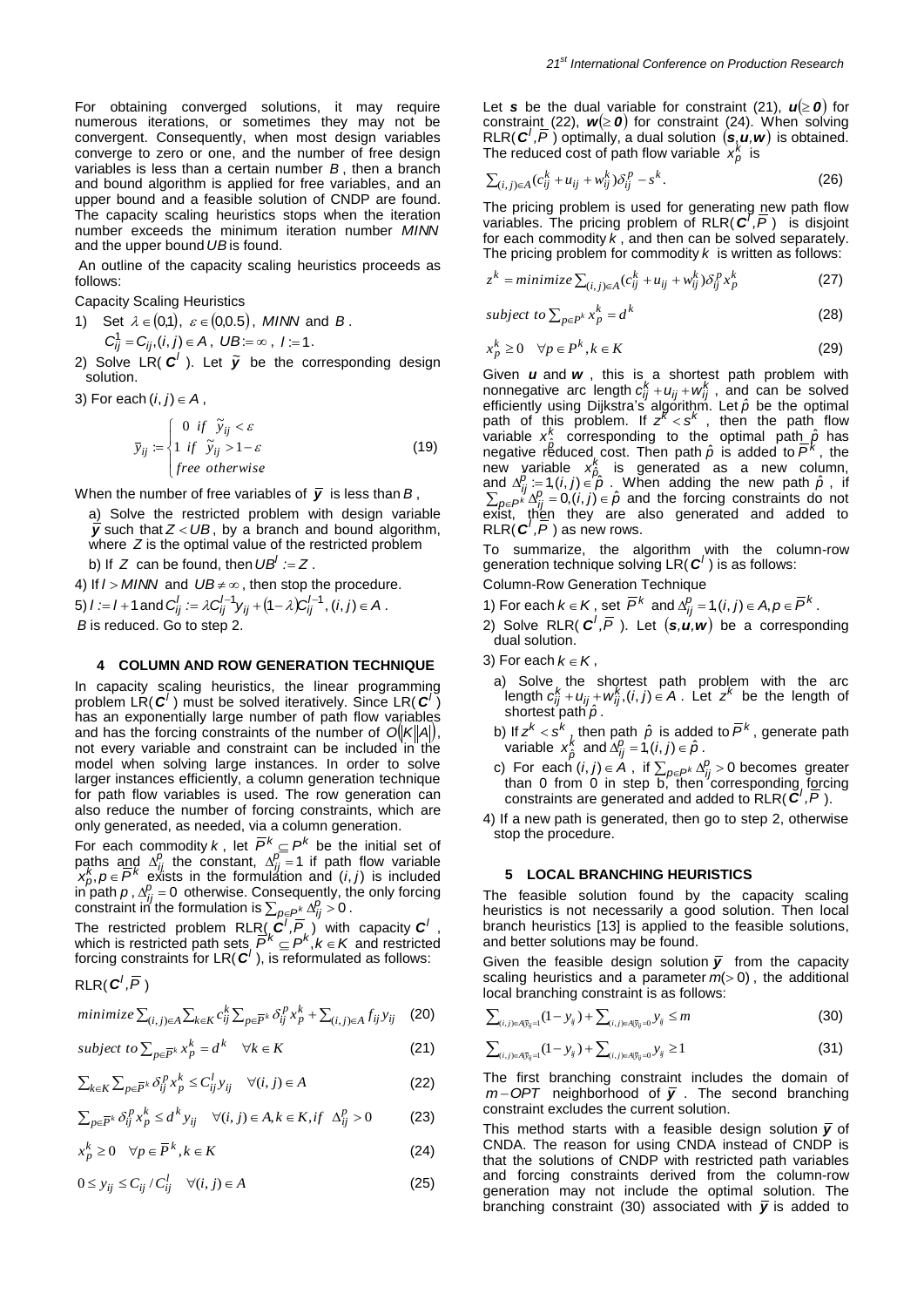For obtaining converged solutions, it may require numerous iterations, or sometimes they may not be convergent. Consequently, when most design variables converge to zero or one, and the number of free design variables is less than a certain number $B$, then a branch and bound algorithm is applied for free variables, and an upper bound and a feasible solution of CNDP are found. The capacity scaling heuristics stops when the iteration number exceeds the minimum iteration number $MINN$ and the upper bound $UB$ is found.

An outline of the capacity scaling heuristics proceeds as follows:

Capacity Scaling Heuristics

1) Set $\lambda \in (0,1)$, $\varepsilon \in (0,0.5)$, $MINN$ and $B$. $C_{ij}^1 = C_{ij}, (i,j) \in A$, $UB := \infty$, $l := 1$.

2) Solve LR( $\boldsymbol{C}^l$ ). Let $\tilde{\boldsymbol{y}}$ be the corresponding design solution.

3) For each $(i,j) \in A$,

$$\bar{y}_{ij} := \begin{cases} 0 & if \ \ \tilde{y}_{ij} < \varepsilon \\ 1 & if \ \ \tilde{y}_{ij} > 1-\varepsilon \\ free & otherwise \end{cases} \tag{19}$$

When the number of free variables of $\bar{\boldsymbol{y}}$ is less than $B$,

a) Solve the restricted problem with design variable $\bar{\boldsymbol{y}}$ such that $Z < UB$, by a branch and bound algorithm, where $Z$ is the optimal value of the restricted problem

b) If $Z$ can be found, then $UB^l := Z$.

4) If $l > MINN$ and $UB \neq \infty$, then stop the procedure.

5) $l := l+1$ and $C_{ij}^l := \lambda C_{ij}^{l-1} y_{ij} + (1-\lambda) C_{ij}^{l-1}, (i,j) \in A$.
$B$ is reduced. Go to step 2.

## 4 COLUMN AND ROW GENERATION TECHNIQUE

In capacity scaling heuristics, the linear programming problem LR( $\boldsymbol{C}^l$ ) must be solved iteratively. Since LR( $\boldsymbol{C}^l$ ) has an exponentially large number of path flow variables and has the forcing constraints of the number of $O(|K||A|)$, not every variable and constraint can be included in the model when solving large instances. In order to solve larger instances efficiently, a column generation technique for path flow variables is used. The row generation can also reduce the number of forcing constraints, which are only generated, as needed, via a column generation.

For each commodity $k$, let $\bar{P}^k \subseteq P^k$ be the initial set of paths and $\Delta_{ij}^p$ the constant, $\Delta_{ij}^p = 1$ if path flow variable $x_p^k, p \in \bar{P}^k$ exists in the formulation and $(i,j)$ is included in path $p$, $\Delta_{ij}^p = 0$ otherwise. Consequently, the only forcing constraint in the formulation is $\sum_{p \in P^k} \Delta_{ij}^p > 0$.

The restricted problem RLR( $\boldsymbol{C}^l, \bar{P}$ ) with capacity $\boldsymbol{C}^l$, which is restricted path sets $\bar{P}^k \subseteq P^k, k \in K$ and restricted forcing constraints for LR( $\boldsymbol{C}^l$ ), is reformulated as follows:

RLR( $\boldsymbol{C}^l, \bar{P}$ )

$$minimize \sum_{(i,j)\in A} \sum_{k \in K} c_{ij}^k \sum_{p \in \bar{P}^k} \delta_{ij}^p x_p^k + \sum_{(i,j)\in A} f_{ij} y_{ij} \tag{20}$$

$$subject\ to \sum_{p \in \bar{P}^k} x_p^k = d^k \quad \forall k \in K \tag{21}$$

$$\sum_{k \in K} \sum_{p \in \bar{P}^k} \delta_{ij}^p x_p^k \le C_{ij}^l y_{ij} \quad \forall (i,j) \in A \tag{22}$$

$$\sum_{p \in \bar{P}^k} \delta_{ij}^p x_p^k \le d^k y_{ij} \quad \forall (i,j) \in A, k \in K, if\ \ \Delta_{ij}^p > 0 \tag{23}$$

$$x_p^k \ge 0 \quad \forall p \in \bar{P}^k, k \in K \tag{24}$$

$$0 \le y_{ij} \le C_{ij} / C_{ij}^l \quad \forall (i,j) \in A \tag{25}$$

Let $\boldsymbol{s}$ be the dual variable for constraint (21), $\boldsymbol{u}(\ge \boldsymbol{0})$ for constraint (22), $\boldsymbol{w}(\ge \boldsymbol{0})$ for constraint (24). When solving RLR( $\boldsymbol{C}^l, \bar{P}$ ) optimally, a dual solution $(\boldsymbol{s}, \boldsymbol{u}, \boldsymbol{w})$ is obtained. The reduced cost of path flow variable $x_p^k$ is

$$\sum_{(i,j)\in A} (c_{ij}^k + u_{ij} + w_{ij}^k) \delta_{ij}^p - s^k. \tag{26}$$

The pricing problem is used for generating new path flow variables. The pricing problem of RLR( $\boldsymbol{C}^l, \bar{P}$ ) is disjoint for each commodity $k$, and then can be solved separately. The pricing problem for commodity $k$ is written as follows:

$$z^k = minimize \sum_{(i,j)\in A} (c_{ij}^k + u_{ij} + w_{ij}^k) \delta_{ij}^p x_p^k \tag{27}$$

$$subject\ to \sum_{p \in P^k} x_p^k = d^k \tag{28}$$

$$x_p^k \ge 0 \quad \forall p \in P^k, k \in K \tag{29}$$

Given $\boldsymbol{u}$ and $\boldsymbol{w}$, this is a shortest path problem with nonnegative arc length $c_{ij}^k + u_{ij} + w_{ij}^k$, and can be solved efficiently using Dijkstra's algorithm. Let $\hat{p}$ be the optimal path of this problem. If $z^k < s^k$, then the path flow variable $x_{\hat{p}}^k$ corresponding to the optimal path $\hat{p}$ has negative reduced cost. Then path $\hat{p}$ is added to $\bar{P}^k$, the new variable $x_{\hat{p}}^k$ is generated as a new column, and $\Delta_{ij}^{\hat{p}} := 1, (i,j) \in \hat{p}$. When adding the new path $\hat{p}$, if $\sum_{p \in P^k} \Delta_{ij}^p = 0, (i,j) \in \hat{p}$ and the forcing constraints do not exist, then they are also generated and added to RLR( $\boldsymbol{C}^l, \bar{P}$ ) as new rows.

To summarize, the algorithm with the column-row generation technique solving LR( $\boldsymbol{C}^l$ ) is as follows:

Column-Row Generation Technique

1) For each $k \in K$, set $\bar{P}^k$ and $\Delta_{ij}^p = 1, (i,j) \in A, p \in \bar{P}^k$.

2) Solve RLR( $\boldsymbol{C}^l, \bar{P}$ ). Let $(\boldsymbol{s}, \boldsymbol{u}, \boldsymbol{w})$ be a corresponding dual solution.

3) For each $k \in K$,

a) Solve the shortest path problem with the arc length $c_{ij}^k + u_{ij} + w_{ij}^k, (i,j) \in A$. Let $z^k$ be the length of shortest path $\hat{p}$.

b) If $z^k < s^k$, then path $\hat{p}$ is added to $\bar{P}^k$, generate path variable $x_{\hat{p}}^k$ and $\Delta_{ij}^{\hat{p}} = 1, (i,j) \in \hat{p}$.

c) For each $(i,j) \in A$, if $\sum_{p \in P^k} \Delta_{ij}^p > 0$ becomes greater than 0 from 0 in step b, then corresponding forcing constraints are generated and added to RLR( $\boldsymbol{C}^l, \bar{P}$ ).

4) If a new path is generated, then go to step 2, otherwise stop the procedure.

## 5 LOCAL BRANCHING HEURISTICS

The feasible solution found by the capacity scaling heuristics is not necessarily a good solution. Then local branch heuristics [13] is applied to the feasible solutions, and better solutions may be found.

Given the feasible design solution $\bar{\boldsymbol{y}}$ from the capacity scaling heuristics and a parameter $m(>0)$, the additional local branching constraint is as follows:

$$\sum_{(i,j)\in A|\bar{y}_{ij}=1} (1-y_{ij}) + \sum_{(i,j)\in A|\bar{y}_{ij}=0} y_{ij} \le m \tag{30}$$

$$\sum_{(i,j)\in A|\bar{y}_{ij}=1} (1-y_{ij}) + \sum_{(i,j)\in A|\bar{y}_{ij}=0} y_{ij} \ge 1 \tag{31}$$

The first branching constraint includes the domain of $m-OPT$ neighborhood of $\bar{\boldsymbol{y}}$. The second branching constraint excludes the current solution.

This method starts with a feasible design solution $\bar{\boldsymbol{y}}$ of CNDA. The reason for using CNDA instead of CNDP is that the solutions of CNDP with restricted path variables and forcing constraints derived from the column-row generation may not include the optimal solution. The branching constraint (30) associated with $\bar{\boldsymbol{y}}$ is added to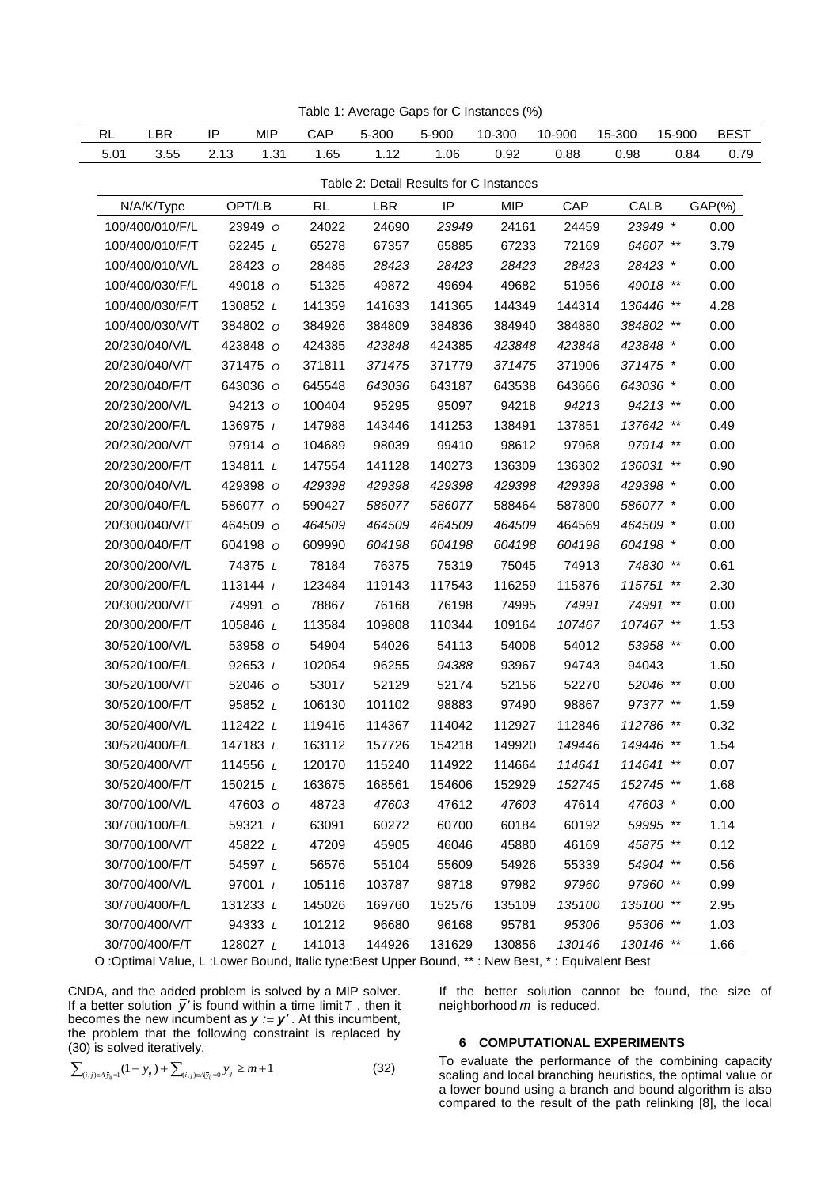Table 1: Average Gaps for C Instances (%)

| RL | LBR | IP | MIP | CAP | 5-300 | 5-900 | 10-300 | 10-900 | 15-300 | 15-900 | BEST |
|---|---|---|---|---|---|---|---|---|---|---|---|
| 5.01 | 3.55 | 2.13 | 1.31 | 1.65 | 1.12 | 1.06 | 0.92 | 0.88 | 0.98 | 0.84 | 0.79 |

Table 2: Detail Results for C Instances

| N/A/K/Type | OPT/LB | RL | LBR | IP | MIP | CAP | CALB | GAP(%) |
|---|---|---|---|---|---|---|---|---|
| 100/400/010/F/L | 23949 *O* | 24022 | 24690 | *23949* | 24161 | 24459 | *23949* * | 0.00 |
| 100/400/010/F/T | 62245 *L* | 65278 | 67357 | 65885 | 67233 | 72169 | *64607* ** | 3.79 |
| 100/400/010/V/L | 28423 *O* | 28485 | *28423* | *28423* | *28423* | *28423* | *28423* * | 0.00 |
| 100/400/030/F/L | 49018 *O* | 51325 | 49872 | 49694 | 49682 | 51956 | *49018* ** | 0.00 |
| 100/400/030/F/T | 130852 *L* | 141359 | 141633 | 141365 | 144349 | 144314 | *136446* ** | 4.28 |
| 100/400/030/V/T | 384802 *O* | 384926 | 384809 | 384836 | 384940 | 384880 | *384802* ** | 0.00 |
| 20/230/040/V/L | 423848 *O* | 424385 | *423848* | 424385 | *423848* | *423848* | *423848* * | 0.00 |
| 20/230/040/V/T | 371475 *O* | 371811 | *371475* | 371779 | *371475* | 371906 | *371475* * | 0.00 |
| 20/230/040/F/T | 643036 *O* | 645548 | *643036* | 643187 | 643538 | 643666 | *643036* * | 0.00 |
| 20/230/200/V/L | 94213 *O* | 100404 | 95295 | 95097 | 94218 | *94213* | *94213* ** | 0.00 |
| 20/230/200/F/L | 136975 *L* | 147988 | 143446 | 141253 | 138491 | 137851 | *137642* ** | 0.49 |
| 20/230/200/V/T | 97914 *O* | 104689 | 98039 | 99410 | 98612 | 97968 | *97914* ** | 0.00 |
| 20/230/200/F/T | 134811 *L* | 147554 | 141128 | 140273 | 136309 | 136302 | *136031* ** | 0.90 |
| 20/300/040/V/L | 429398 *O* | *429398* | *429398* | *429398* | *429398* | *429398* | *429398* * | 0.00 |
| 20/300/040/F/L | 586077 *O* | 590427 | *586077* | *586077* | 588464 | 587800 | *586077* * | 0.00 |
| 20/300/040/V/T | 464509 *O* | *464509* | *464509* | *464509* | *464509* | 464569 | *464509* * | 0.00 |
| 20/300/040/F/T | 604198 *O* | 609990 | *604198* | *604198* | *604198* | *604198* | *604198* * | 0.00 |
| 20/300/200/V/L | 74375 *L* | 78184 | 76375 | 75319 | 75045 | 74913 | *74830* ** | 0.61 |
| 20/300/200/F/L | 113144 *L* | 123484 | 119143 | 117543 | 116259 | 115876 | *115751* ** | 2.30 |
| 20/300/200/V/T | 74991 *O* | 78867 | 76168 | 76198 | 74995 | *74991* | *74991* ** | 0.00 |
| 20/300/200/F/T | 105846 *L* | 113584 | 109808 | 110344 | 109164 | *107467* | *107467* ** | 1.53 |
| 30/520/100/V/L | 53958 *O* | 54904 | 54026 | 54113 | 54008 | 54012 | *53958* ** | 0.00 |
| 30/520/100/F/L | 92653 *L* | 102054 | 96255 | *94388* | 93967 | 94743 | 94043 | 1.50 |
| 30/520/100/V/T | 52046 *O* | 53017 | 52129 | 52174 | 52156 | 52270 | *52046* ** | 0.00 |
| 30/520/100/F/T | 95852 *L* | 106130 | 101102 | 98883 | 97490 | 98867 | *97377* ** | 1.59 |
| 30/520/400/V/L | 112422 *L* | 119416 | 114367 | 114042 | 112927 | 112846 | *112786* ** | 0.32 |
| 30/520/400/F/L | 147183 *L* | 163112 | 157726 | 154218 | 149920 | *149446* | *149446* ** | 1.54 |
| 30/520/400/V/T | 114556 *L* | 120170 | 115240 | 114922 | 114664 | *114641* | *114641* ** | 0.07 |
| 30/520/400/F/T | 150215 *L* | 163675 | 168561 | 154606 | 152929 | *152745* | *152745* ** | 1.68 |
| 30/700/100/V/L | 47603 *O* | 48723 | *47603* | 47612 | *47603* | 47614 | *47603* * | 0.00 |
| 30/700/100/F/L | 59321 *L* | 63091 | 60272 | 60700 | 60184 | 60192 | *59995* ** | 1.14 |
| 30/700/100/V/T | 45822 *L* | 47209 | 45905 | 46046 | 45880 | 46169 | *45875* ** | 0.12 |
| 30/700/100/F/T | 54597 *L* | 56576 | 55104 | 55609 | 54926 | 55339 | *54904* ** | 0.56 |
| 30/700/400/V/L | 97001 *L* | 105116 | 103787 | 98718 | 97982 | *97960* | *97960* ** | 0.99 |
| 30/700/400/F/L | 131233 *L* | 145026 | 169760 | 152576 | 135109 | *135100* | *135100* ** | 2.95 |
| 30/700/400/V/T | 94333 *L* | 101212 | 96680 | 96168 | 95781 | *95306* | *95306* ** | 1.03 |
| 30/700/400/F/T | 128027 *L* | 141013 | 144926 | 131629 | 130856 | *130146* | *130146* ** | 1.66 |

O :Optimal Value, L :Lower Bound, Italic type:Best Upper Bound, ** : New Best, * : Equivalent Best

CNDA, and the added problem is solved by a MIP solver. If a better solution $\bar{\boldsymbol{y}}'$ is found within a time limit $T$, then it becomes the new incumbent as $\bar{\boldsymbol{y}} := \bar{\boldsymbol{y}}'$. At this incumbent, the problem that the following constraint is replaced by (30) is solved iteratively.

$$\sum_{(i,j)\in A|\bar{y}_{ij}=1}(1-y_{ij})+\sum_{(i,j)\in A|\bar{y}_{ij}=0}y_{ij}\geq m+1 \tag{32}$$

If the better solution cannot be found, the size of neighborhood $m$ is reduced.

## 6 COMPUTATIONAL EXPERIMENTS

To evaluate the performance of the combining capacity scaling and local branching heuristics, the optimal value or a lower bound using a branch and bound algorithm is also compared to the result of the path relinking [8], the local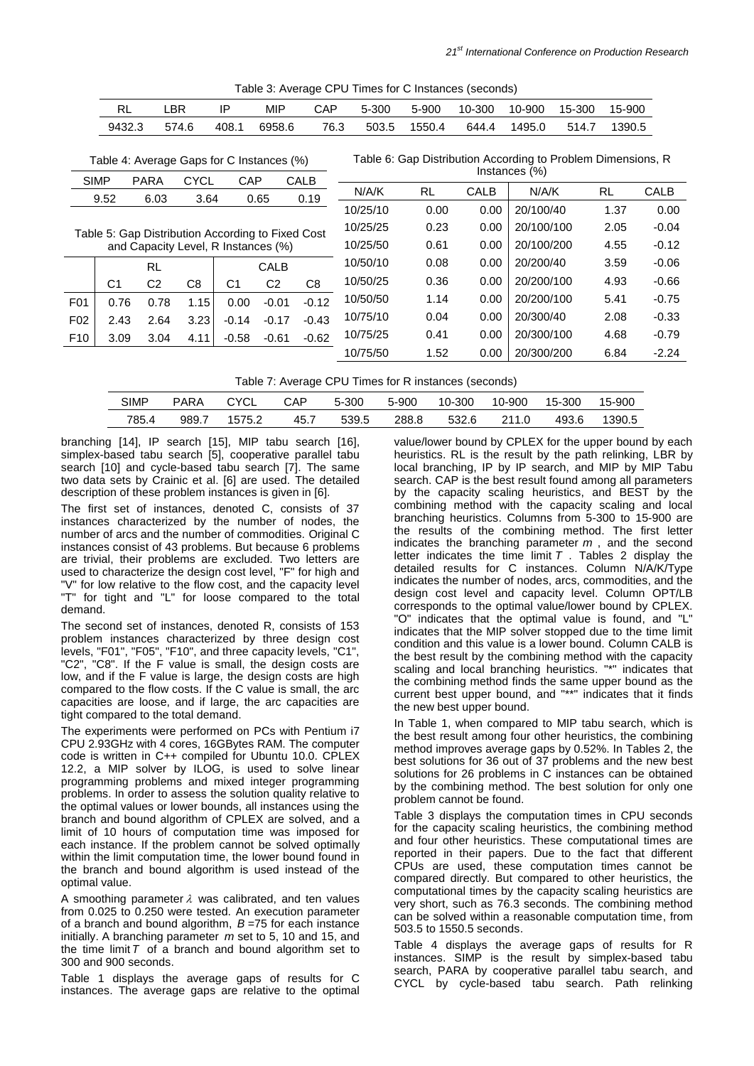Table 3: Average CPU Times for C Instances (seconds)

| RL | LBR | IP | MIP | CAP | 5-300 | 5-900 | 10-300 | 10-900 | 15-300 | 15-900 |
|---|---|---|---|---|---|---|---|---|---|---|
| 9432.3 | 574.6 | 408.1 | 6958.6 | 76.3 | 503.5 | 1550.4 | 644.4 | 1495.0 | 514.7 | 1390.5 |

Table 4: Average Gaps for C Instances (%)

| SIMP | PARA | CYCL | CAP | CALB |
|---|---|---|---|---|
| 9.52 | 6.03 | 3.64 | 0.65 | 0.19 |

Table 5: Gap Distribution According to Fixed Cost and Capacity Level, R Instances (%)

| | RL | | | CALB | | |
|---|---|---|---|---|---|---|
| | C1 | C2 | C8 | C1 | C2 | C8 |
| F01 | 0.76 | 0.78 | 1.15 | 0.00 | -0.01 | -0.12 |
| F02 | 2.43 | 2.64 | 3.23 | -0.14 | -0.17 | -0.43 |
| F10 | 3.09 | 3.04 | 4.11 | -0.58 | -0.61 | -0.62 |

Table 6: Gap Distribution According to Problem Dimensions, R Instances (%)

| N/A/K | RL | CALB | N/A/K | RL | CALB |
|---|---|---|---|---|---|
| 10/25/10 | 0.00 | 0.00 | 20/100/40 | 1.37 | 0.00 |
| 10/25/25 | 0.23 | 0.00 | 20/100/100 | 2.05 | -0.04 |
| 10/25/50 | 0.61 | 0.00 | 20/100/200 | 4.55 | -0.12 |
| 10/50/10 | 0.08 | 0.00 | 20/200/40 | 3.59 | -0.06 |
| 10/50/25 | 0.36 | 0.00 | 20/200/100 | 4.93 | -0.66 |
| 10/50/50 | 1.14 | 0.00 | 20/200/100 | 5.41 | -0.75 |
| 10/75/10 | 0.04 | 0.00 | 20/300/40 | 2.08 | -0.33 |
| 10/75/25 | 0.41 | 0.00 | 20/300/100 | 4.68 | -0.79 |
| 10/75/50 | 1.52 | 0.00 | 20/300/200 | 6.84 | -2.24 |

Table 7: Average CPU Times for R instances (seconds)

| SIMP | PARA | CYCL | CAP | 5-300 | 5-900 | 10-300 | 10-900 | 15-300 | 15-900 |
|---|---|---|---|---|---|---|---|---|---|
| 785.4 | 989.7 | 1575.2 | 45.7 | 539.5 | 288.8 | 532.6 | 211.0 | 493.6 | 1390.5 |

branching [14], IP search [15], MIP tabu search [16], simplex-based tabu search [5], cooperative parallel tabu search [10] and cycle-based tabu search [7]. The same two data sets by Crainic et al. [6] are used. The detailed description of these problem instances is given in [6].

The first set of instances, denoted C, consists of 37 instances characterized by the number of nodes, the number of arcs and the number of commodities. Original C instances consist of 43 problems. But because 6 problems are trivial, their problems are excluded. Two letters are used to characterize the design cost level, "F" for high and "V" for low relative to the flow cost, and the capacity level "T" for tight and "L" for loose compared to the total demand.

The second set of instances, denoted R, consists of 153 problem instances characterized by three design cost levels, "F01", "F05", "F10", and three capacity levels, "C1", "C2", "C8". If the F value is small, the design costs are low, and if the F value is large, the design costs are high compared to the flow costs. If the C value is small, the arc capacities are loose, and if large, the arc capacities are tight compared to the total demand.

The experiments were performed on PCs with Pentium i7 CPU 2.93GHz with 4 cores, 16GBytes RAM. The computer code is written in C++ compiled for Ubuntu 10.0. CPLEX 12.2, a MIP solver by ILOG, is used to solve linear programming problems and mixed integer programming problems. In order to assess the solution quality relative to the optimal values or lower bounds, all instances using the branch and bound algorithm of CPLEX are solved, and a limit of 10 hours of computation time was imposed for each instance. If the problem cannot be solved optimally within the limit computation time, the lower bound found in the branch and bound algorithm is used instead of the optimal value.

A smoothing parameter $\lambda$ was calibrated, and ten values from 0.025 to 0.250 were tested. An execution parameter of a branch and bound algorithm, $B$ =75 for each instance initially. A branching parameter $m$ set to 5, 10 and 15, and the time limit $T$ of a branch and bound algorithm set to 300 and 900 seconds.

Table 1 displays the average gaps of results for C instances. The average gaps are relative to the optimal value/lower bound by CPLEX for the upper bound by each heuristics. RL is the result by the path relinking, LBR by local branching, IP by IP search, and MIP by MIP Tabu search. CAP is the best result found among all parameters by the capacity scaling heuristics, and BEST by the combining method with the capacity scaling and local branching heuristics. Columns from 5-300 to 15-900 are the results of the combining method. The first letter indicates the branching parameter $m$ , and the second letter indicates the time limit $T$ . Tables 2 display the detailed results for C instances. Column N/A/K/Type indicates the number of nodes, arcs, commodities, and the design cost level and capacity level. Column OPT/LB corresponds to the optimal value/lower bound by CPLEX. "O" indicates that the optimal value is found, and "L" indicates that the MIP solver stopped due to the time limit condition and this value is a lower bound. Column CALB is the best result by the combining method with the capacity scaling and local branching heuristics. "*" indicates that the combining method finds the same upper bound as the current best upper bound, and "**" indicates that it finds the new best upper bound.

In Table 1, when compared to MIP tabu search, which is the best result among four other heuristics, the combining method improves average gaps by 0.52%. In Tables 2, the best solutions for 36 out of 37 problems and the new best solutions for 26 problems in C instances can be obtained by the combining method. The best solution for only one problem cannot be found.

Table 3 displays the computation times in CPU seconds for the capacity scaling heuristics, the combining method and four other heuristics. These computational times are reported in their papers. Due to the fact that different CPUs are used, these computation times cannot be compared directly. But compared to other heuristics, the computational times by the capacity scaling heuristics are very short, such as 76.3 seconds. The combining method can be solved within a reasonable computation time, from 503.5 to 1550.5 seconds.

Table 4 displays the average gaps of results for R instances. SIMP is the result by simplex-based tabu search, PARA by cooperative parallel tabu search, and CYCL by cycle-based tabu search. Path relinking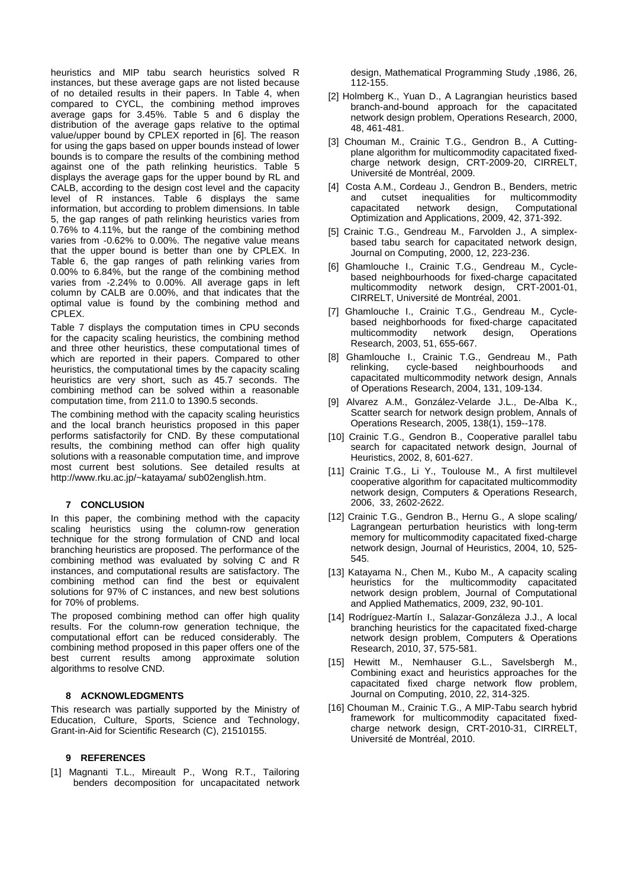heuristics and MIP tabu search heuristics solved R instances, but these average gaps are not listed because of no detailed results in their papers. In Table 4, when compared to CYCL, the combining method improves average gaps for 3.45%. Table 5 and 6 display the distribution of the average gaps relative to the optimal value/upper bound by CPLEX reported in [6]. The reason for using the gaps based on upper bounds instead of lower bounds is to compare the results of the combining method against one of the path relinking heuristics. Table 5 displays the average gaps for the upper bound by RL and CALB, according to the design cost level and the capacity level of R instances. Table 6 displays the same information, but according to problem dimensions. In table 5, the gap ranges of path relinking heuristics varies from 0.76% to 4.11%, but the range of the combining method varies from -0.62% to 0.00%. The negative value means that the upper bound is better than one by CPLEX. In Table 6, the gap ranges of path relinking varies from 0.00% to 6.84%, but the range of the combining method varies from -2.24% to 0.00%. All average gaps in left column by CALB are 0.00%, and that indicates that the optimal value is found by the combining method and CPLEX.

Table 7 displays the computation times in CPU seconds for the capacity scaling heuristics, the combining method and three other heuristics, these computational times of which are reported in their papers. Compared to other heuristics, the computational times by the capacity scaling heuristics are very short, such as 45.7 seconds. The combining method can be solved within a reasonable computation time, from 211.0 to 1390.5 seconds.

The combining method with the capacity scaling heuristics and the local branch heuristics proposed in this paper performs satisfactorily for CND. By these computational results, the combining method can offer high quality solutions with a reasonable computation time, and improve most current best solutions. See detailed results at http://www.rku.ac.jp/~katayama/ sub02english.htm.

## 7 CONCLUSION

In this paper, the combining method with the capacity scaling heuristics using the column-row generation technique for the strong formulation of CND and local branching heuristics are proposed. The performance of the combining method was evaluated by solving C and R instances, and computational results are satisfactory. The combining method can find the best or equivalent solutions for 97% of C instances, and new best solutions for 70% of problems.

The proposed combining method can offer high quality results. For the column-row generation technique, the computational effort can be reduced considerably. The combining method proposed in this paper offers one of the best current results among approximate solution algorithms to resolve CND.

## 8 ACKNOWLEDGMENTS

This research was partially supported by the Ministry of Education, Culture, Sports, Science and Technology, Grant-in-Aid for Scientific Research (C), 21510155.

## 9 REFERENCES

[1] Magnanti T.L., Mireault P., Wong R.T., Tailoring benders decomposition for uncapacitated network design, Mathematical Programming Study ,1986, 26, 112-155.

[2] Holmberg K., Yuan D., A Lagrangian heuristics based branch-and-bound approach for the capacitated network design problem, Operations Research, 2000, 48, 461-481.

[3] Chouman M., Crainic T.G., Gendron B., A Cutting-plane algorithm for multicommodity capacitated fixed-charge network design, CRT-2009-20, CIRRELT, Université de Montréal, 2009.

[4] Costa A.M., Cordeau J., Gendron B., Benders, metric and cutset inequalities for multicommodity capacitated network design, Computational Optimization and Applications, 2009, 42, 371-392.

[5] Crainic T.G., Gendreau M., Farvolden J., A simplex-based tabu search for capacitated network design, Journal on Computing, 2000, 12, 223-236.

[6] Ghamlouche I., Crainic T.G., Gendreau M., Cycle-based neighbourhoods for fixed-charge capacitated multicommodity network design, CRT-2001-01, CIRRELT, Université de Montréal, 2001.

[7] Ghamlouche I., Crainic T.G., Gendreau M., Cycle-based neighborhoods for fixed-charge capacitated multicommodity network design, Operations Research, 2003, 51, 655-667.

[8] Ghamlouche I., Crainic T.G., Gendreau M., Path relinking, cycle-based neighbourhoods and capacitated multicommodity network design, Annals of Operations Research, 2004, 131, 109-134.

[9] Alvarez A.M., González-Velarde J.L., De-Alba K., Scatter search for network design problem, Annals of Operations Research, 2005, 138(1), 159--178.

[10] Crainic T.G., Gendron B., Cooperative parallel tabu search for capacitated network design, Journal of Heuristics, 2002, 8, 601-627.

[11] Crainic T.G., Li Y., Toulouse M., A first multilevel cooperative algorithm for capacitated multicommodity network design, Computers & Operations Research, 2006, 33, 2602-2622.

[12] Crainic T.G., Gendron B., Hernu G., A slope scaling/ Lagrangean perturbation heuristics with long-term memory for multicommodity capacitated fixed-charge network design, Journal of Heuristics, 2004, 10, 525-545.

[13] Katayama N., Chen M., Kubo M., A capacity scaling heuristics for the multicommodity capacitated network design problem, Journal of Computational and Applied Mathematics, 2009, 232, 90-101.

[14] Rodríguez-Martín I., Salazar-Gonzáleza J.J., A local branching heuristics for the capacitated fixed-charge network design problem, Computers & Operations Research, 2010, 37, 575-581.

[15] Hewitt M., Nemhauser G.L., Savelsbergh M., Combining exact and heuristics approaches for the capacitated fixed charge network flow problem, Journal on Computing, 2010, 22, 314-325.

[16] Chouman M., Crainic T.G., A MIP-Tabu search hybrid framework for multicommodity capacitated fixed-charge network design, CRT-2010-31, CIRRELT, Université de Montréal, 2010.